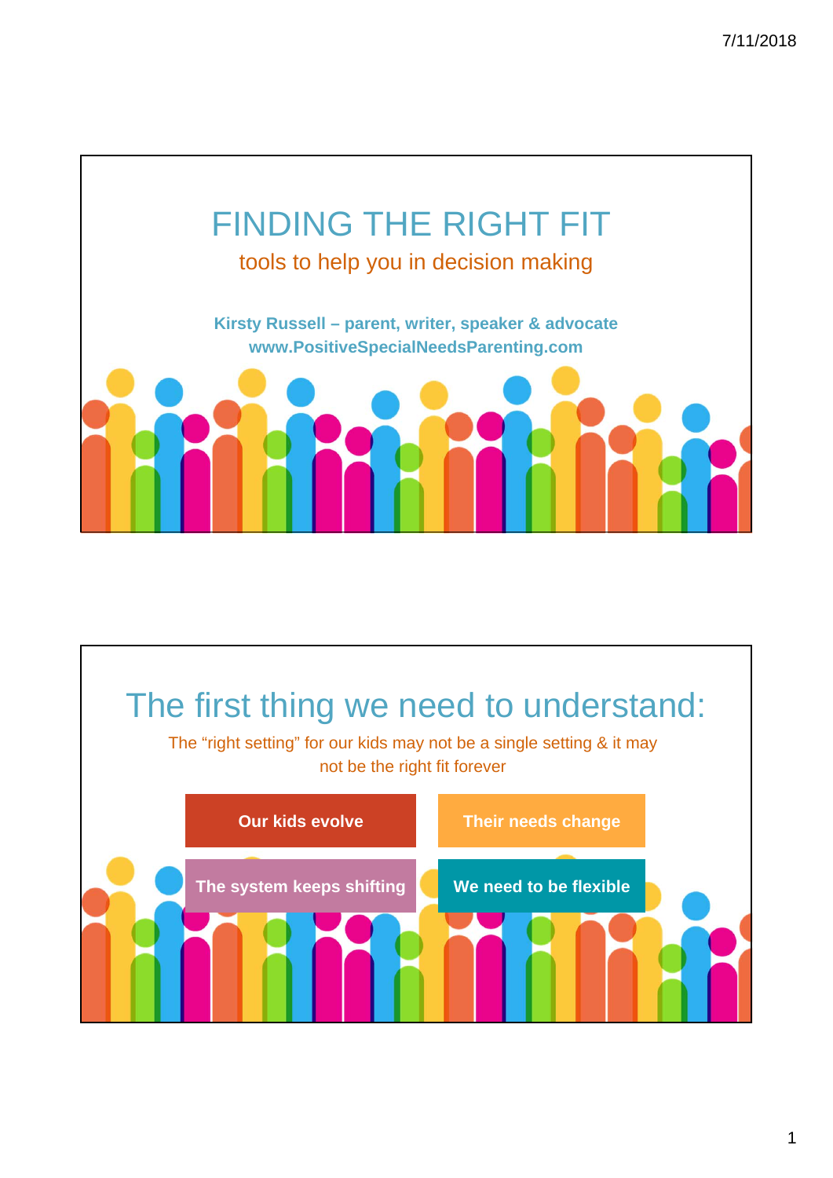# FINDING THE RIGHT FIT

tools to help you in decision making

**Kirsty Russell – parent, writer, speaker & advocate**
**www.PositiveSpecialNeedsParenting.com**

# The first thing we need to understand:

The “right setting” for our kids may not be a single setting & it may not be the right fit forever

- **Our kids evolve**
- **Their needs change**
- **The system keeps shifting**
- **We need to be flexible**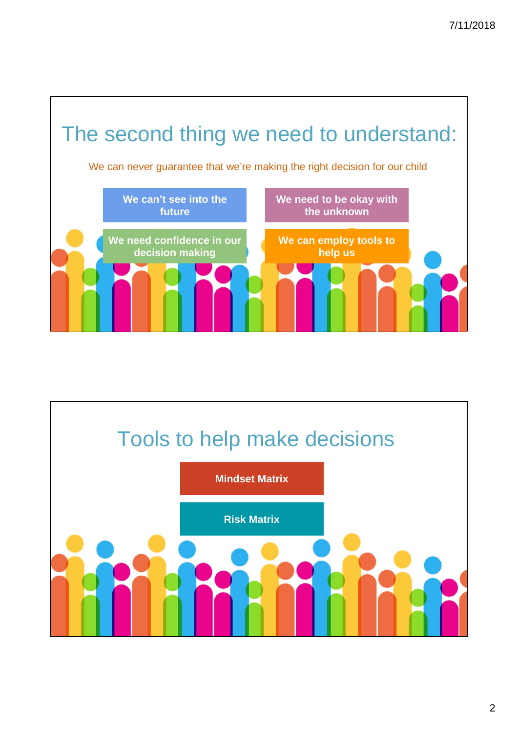# The second thing we need to understand:

We can never guarantee that we're making the right decision for our child

- **We can't see into the future**
- **We need to be okay with the unknown**
- **We need confidence in our decision making**
- **We can employ tools to help us**

# Tools to help make decisions

- **Mindset Matrix**
- **Risk Matrix**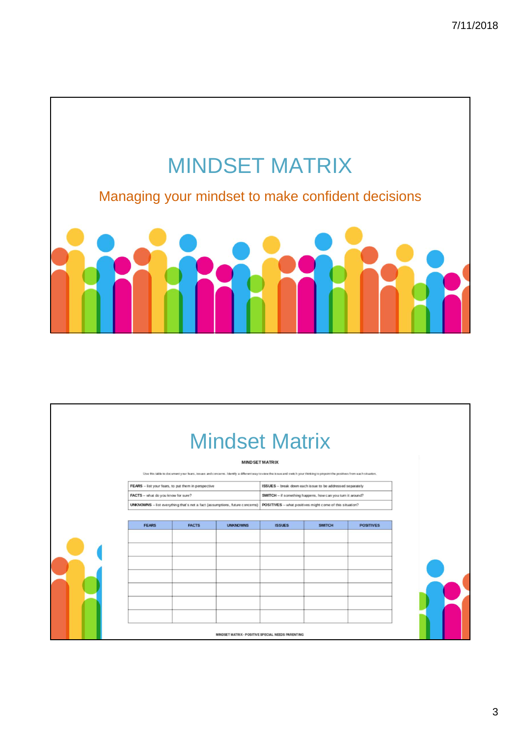# MINDSET MATRIX

Managing your mindset to make confident decisions

# Mindset Matrix

**MINDSET MATRIX**

Use this table to document your fears, issues and concerns. Identify a different way to view the issue and switch your thinking to pinpoint the positives from each situation.

| | |
|---|---|
| **FEARS** – list your fears, to put them in perspective | **ISSUES** – break down each issue to be addressed separately |
| **FACTS** – what do you know for sure? | **SWITCH** – if something happens, how can you turn it around? |
| **UNKNOWNS** – list everything that's not a fact (assumptions, future concerns) | **POSITIVES** – what positives might come of this situation? |

| FEARS | FACTS | UNKNOWNS | ISSUES | SWITCH | POSITIVES |
|---|---|---|---|---|---|
| | | | | | |
| | | | | | |
| | | | | | |
| | | | | | |
| | | | | | |
| | | | | | |
| | | | | | |

MINDSET MATRIX - POSITIVE SPECIAL NEEDS PARENTING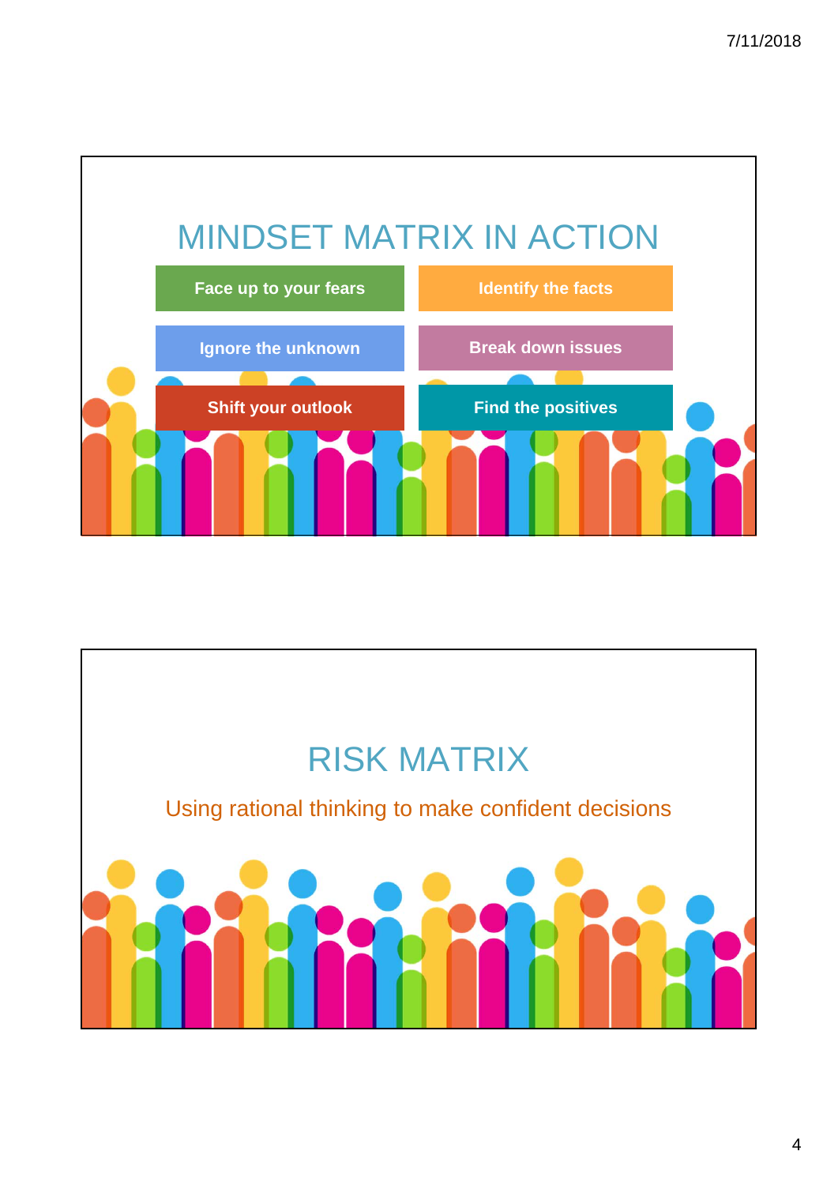# MINDSET MATRIX IN ACTION

| | |
|---|---|
| Face up to your fears | Identify the facts |
| Ignore the unknown | Break down issues |
| Shift your outlook | Find the positives |

# RISK MATRIX

Using rational thinking to make confident decisions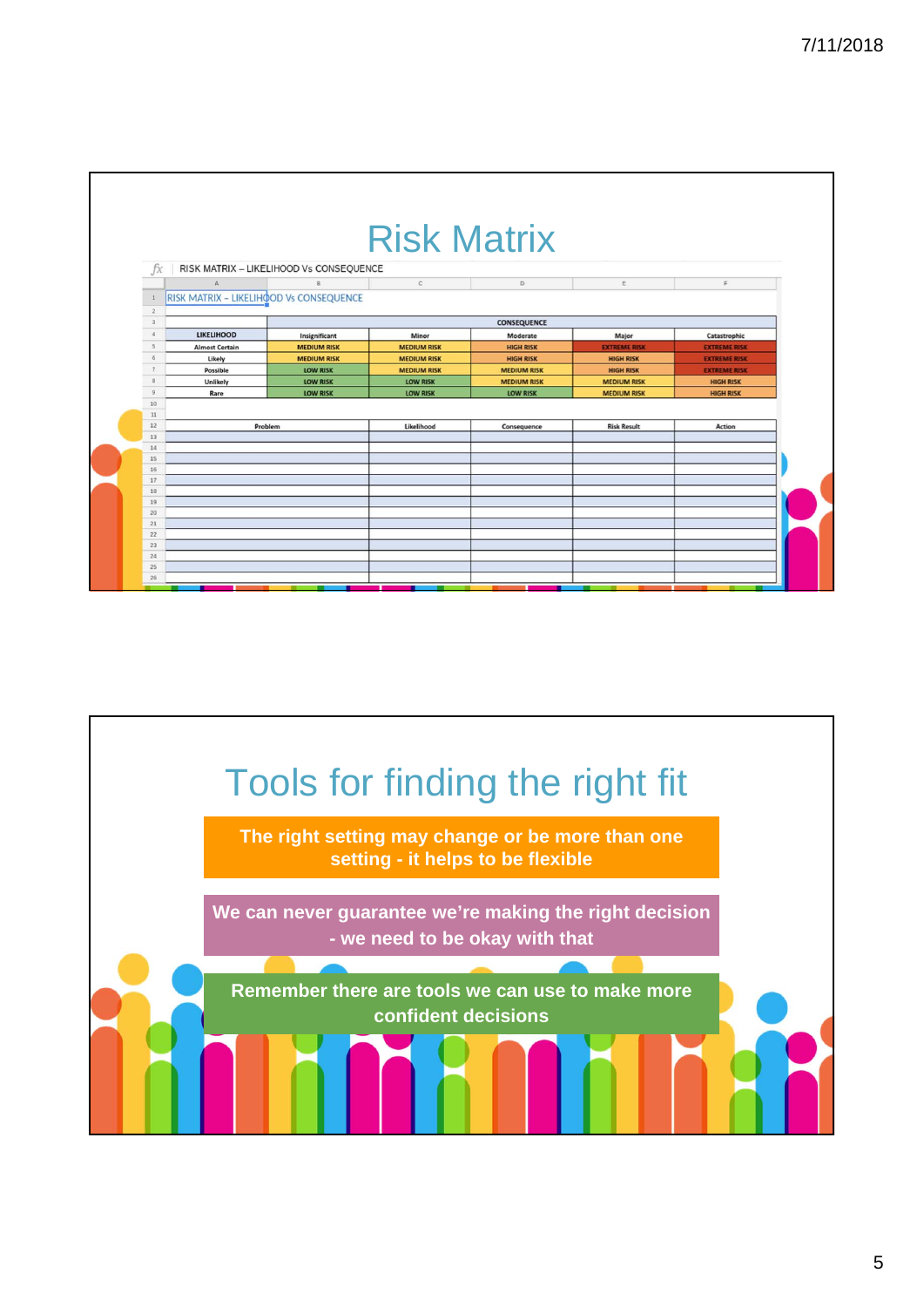# Risk Matrix

RISK MATRIX – LIKELIHOOD Vs CONSEQUENCE

| | CONSEQUENCE | | | | |
|---|---|---|---|---|---|
| LIKELIHOOD | Insignificant | Minor | Moderate | Major | Catastrophic |
| Almost Certain | MEDIUM RISK | MEDIUM RISK | HIGH RISK | EXTREME RISK | EXTREME RISK |
| Likely | MEDIUM RISK | MEDIUM RISK | HIGH RISK | HIGH RISK | EXTREME RISK |
| Possible | LOW RISK | MEDIUM RISK | MEDIUM RISK | HIGH RISK | EXTREME RISK |
| Unlikely | LOW RISK | LOW RISK | MEDIUM RISK | MEDIUM RISK | HIGH RISK |
| Rare | LOW RISK | LOW RISK | LOW RISK | MEDIUM RISK | HIGH RISK |

| Problem | Likelihood | Consequence | Risk Result | Action |
|---|---|---|---|---|
| | | | | |

# Tools for finding the right fit

**The right setting may change or be more than one setting - it helps to be flexible**

**We can never guarantee we're making the right decision - we need to be okay with that**

**Remember there are tools we can use to make more confident decisions**